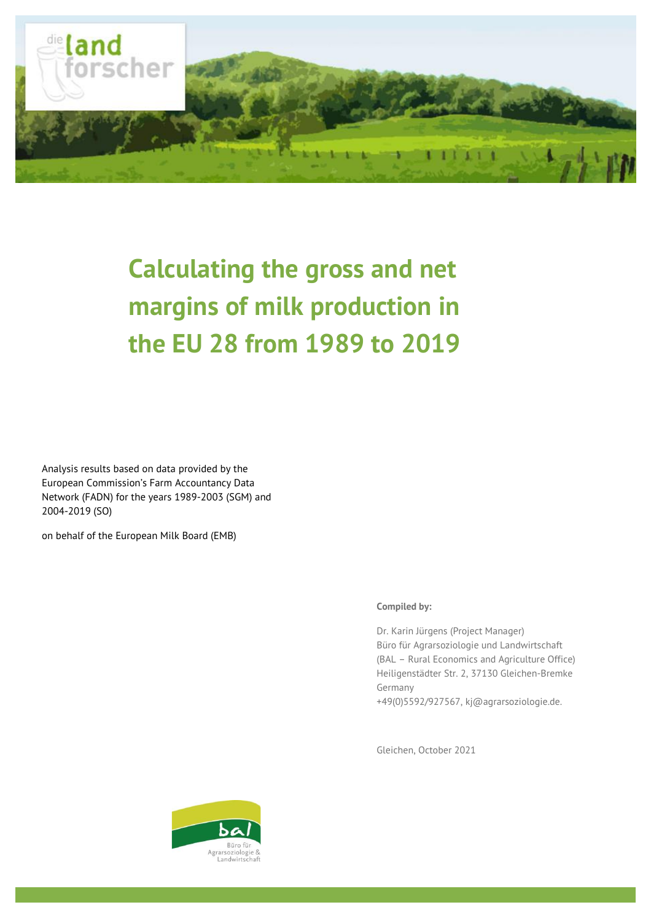# Calculating the gross and net margins of milk production in the EU 28 from 1989 to 2019

Analysis results based on data provided by the European Commission's Farm Accountancy Data Network (FADN) for the years 1989-2003 (SGM) and 2004-2019 (SO)

on behalf of the European Milk Board (EMB)

**Compiled by:**

Dr. Karin Jürgens (Project Manager)
Büro für Agrarsoziologie und Landwirtschaft
(BAL – Rural Economics and Agriculture Office)
Heiligenstädter Str. 2, 37130 Gleichen-Bremke
Germany
+49(0)5592/927567, kj@agrarsoziologie.de.

Gleichen, October 2021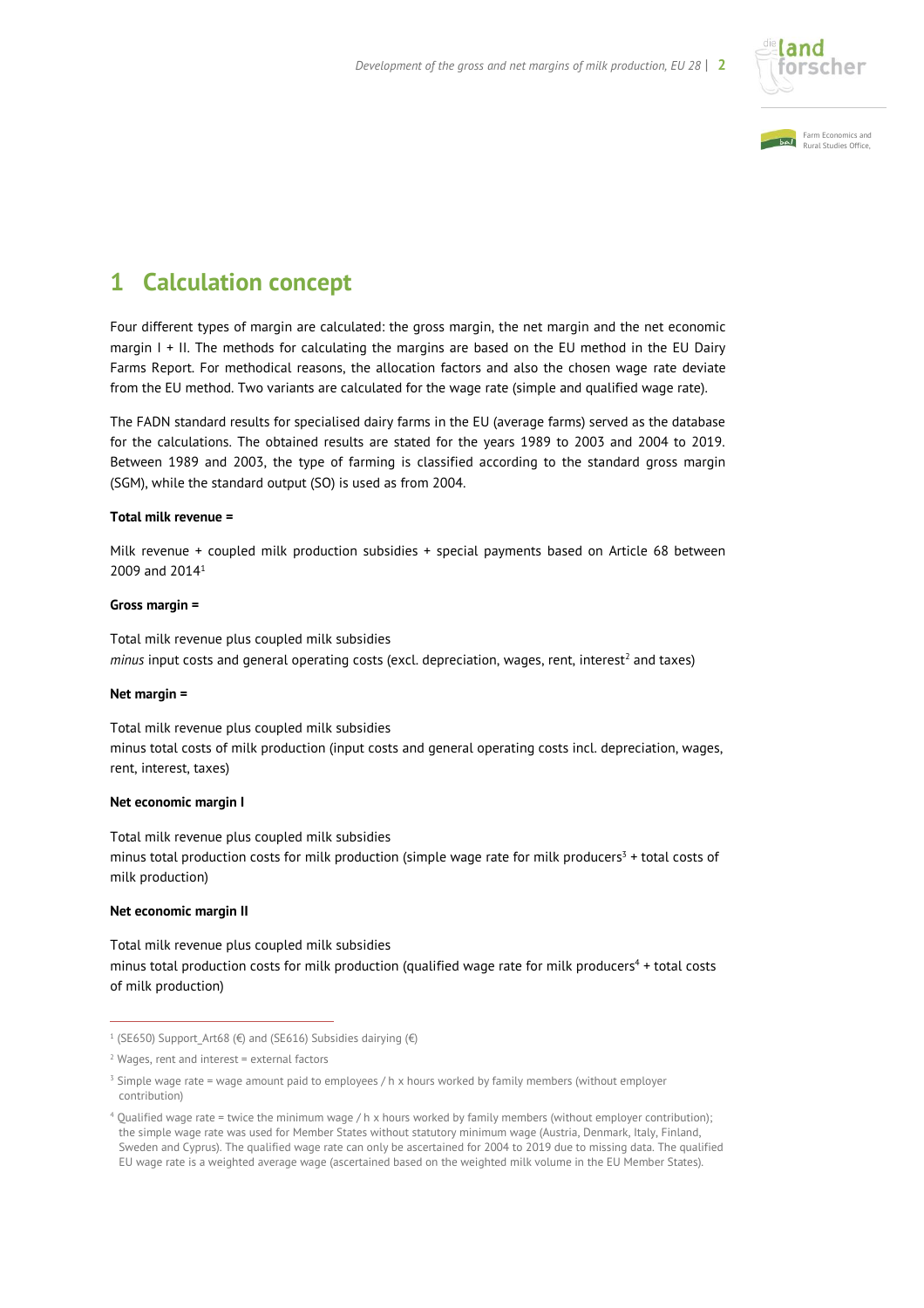# 1 Calculation concept

Four different types of margin are calculated: the gross margin, the net margin and the net economic margin I + II. The methods for calculating the margins are based on the EU method in the EU Dairy Farms Report. For methodical reasons, the allocation factors and also the chosen wage rate deviate from the EU method. Two variants are calculated for the wage rate (simple and qualified wage rate).

The FADN standard results for specialised dairy farms in the EU (average farms) served as the database for the calculations. The obtained results are stated for the years 1989 to 2003 and 2004 to 2019. Between 1989 and 2003, the type of farming is classified according to the standard gross margin (SGM), while the standard output (SO) is used as from 2004.

**Total milk revenue =**

Milk revenue + coupled milk production subsidies + special payments based on Article 68 between 2009 and 2014[1]

**Gross margin =**

Total milk revenue plus coupled milk subsidies
*minus* input costs and general operating costs (excl. depreciation, wages, rent, interest[2] and taxes)

**Net margin =**

Total milk revenue plus coupled milk subsidies
minus total costs of milk production (input costs and general operating costs incl. depreciation, wages, rent, interest, taxes)

**Net economic margin I**

Total milk revenue plus coupled milk subsidies
minus total production costs for milk production (simple wage rate for milk producers[3] + total costs of milk production)

**Net economic margin II**

Total milk revenue plus coupled milk subsidies
minus total production costs for milk production (qualified wage rate for milk producers[4] + total costs of milk production)

---

[1] (SE650) Support_Art68 (€) and (SE616) Subsidies dairying (€)

[2] Wages, rent and interest = external factors

[3] Simple wage rate = wage amount paid to employees / h x hours worked by family members (without employer contribution)

[4] Qualified wage rate = twice the minimum wage / h x hours worked by family members (without employer contribution); the simple wage rate was used for Member States without statutory minimum wage (Austria, Denmark, Italy, Finland, Sweden and Cyprus). The qualified wage rate can only be ascertained for 2004 to 2019 due to missing data. The qualified EU wage rate is a weighted average wage (ascertained based on the weighted milk volume in the EU Member States).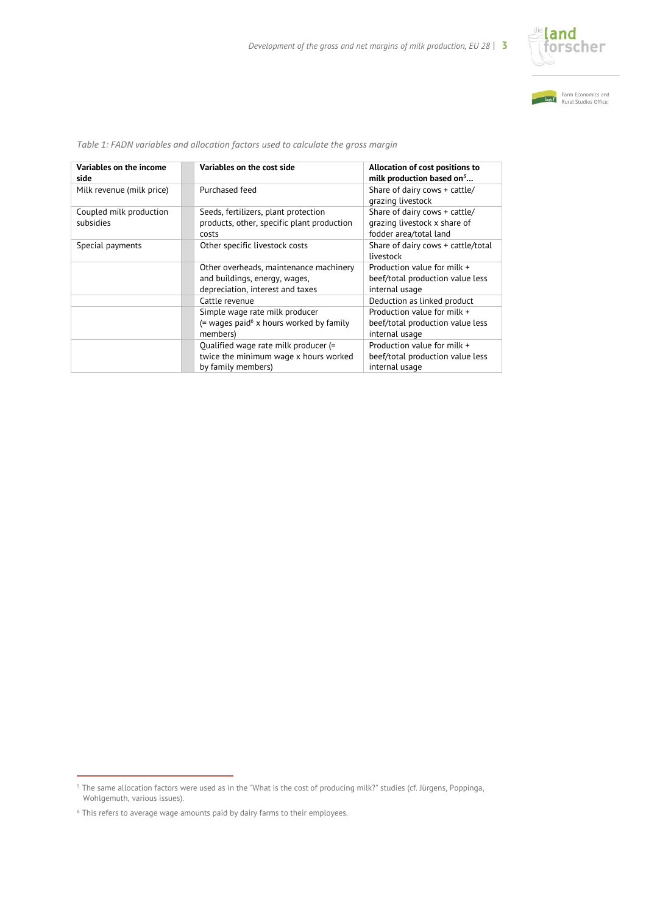*Table 1: FADN variables and allocation factors used to calculate the gross margin*

| Variables on the income side | | Variables on the cost side | Allocation of cost positions to milk production based on[5]... |
|---|---|---|---|
| Milk revenue (milk price) | | Purchased feed | Share of dairy cows + cattle/ grazing livestock |
| Coupled milk production subsidies | | Seeds, fertilizers, plant protection products, other, specific plant production costs | Share of dairy cows + cattle/ grazing livestock x share of fodder area/total land |
| Special payments | | Other specific livestock costs | Share of dairy cows + cattle/total livestock |
| | | Other overheads, maintenance machinery and buildings, energy, wages, depreciation, interest and taxes | Production value for milk + beef/total production value less internal usage |
| | | Cattle revenue | Deduction as linked product |
| | | Simple wage rate milk producer (= wages paid[6] x hours worked by family members) | Production value for milk + beef/total production value less internal usage |
| | | Qualified wage rate milk producer (= twice the minimum wage x hours worked by family members) | Production value for milk + beef/total production value less internal usage |

[5] The same allocation factors were used as in the "What is the cost of producing milk?" studies (cf. Jürgens, Poppinga, Wohlgemuth, various issues).

[6] This refers to average wage amounts paid by dairy farms to their employees.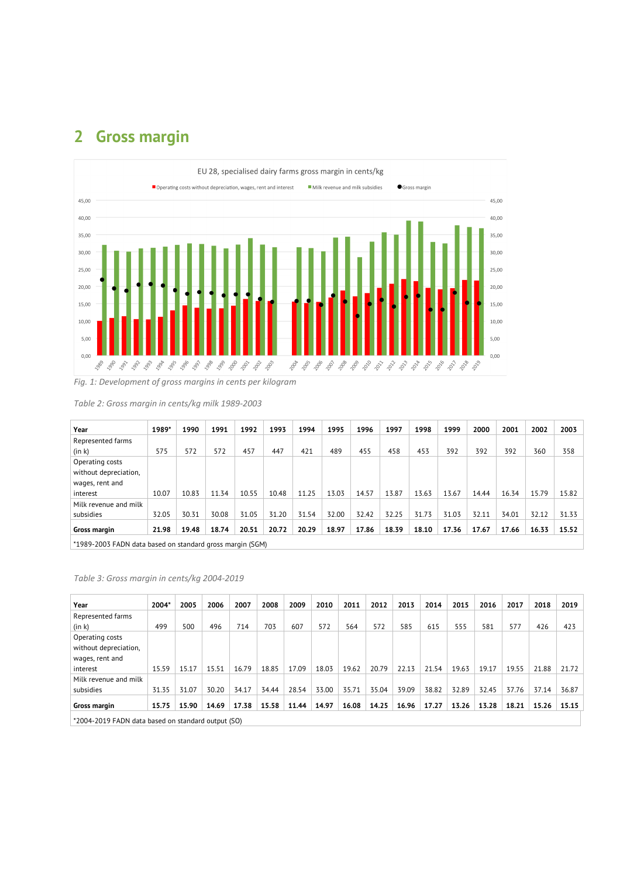## 2 Gross margin

*Fig. 1: Development of gross margins in cents per kilogram*

*Table 2: Gross margin in cents/kg milk 1989-2003*

| Year | 1989* | 1990 | 1991 | 1992 | 1993 | 1994 | 1995 | 1996 | 1997 | 1998 | 1999 | 2000 | 2001 | 2002 | 2003 |
|---|---|---|---|---|---|---|---|---|---|---|---|---|---|---|---|
| Represented farms (in k) | 575 | 572 | 572 | 457 | 447 | 421 | 489 | 455 | 458 | 453 | 392 | 392 | 392 | 360 | 358 |
| Operating costs without depreciation, wages, rent and interest | 10.07 | 10.83 | 11.34 | 10.55 | 10.48 | 11.25 | 13.03 | 14.57 | 13.87 | 13.63 | 13.67 | 14.44 | 16.34 | 15.79 | 15.82 |
| Milk revenue and milk subsidies | 32.05 | 30.31 | 30.08 | 31.05 | 31.20 | 31.54 | 32.00 | 32.42 | 32.25 | 31.73 | 31.03 | 32.11 | 34.01 | 32.12 | 31.33 |
| **Gross margin** | **21.98** | **19.48** | **18.74** | **20.51** | **20.72** | **20.29** | **18.97** | **17.86** | **18.39** | **18.10** | **17.36** | **17.67** | **17.66** | **16.33** | **15.52** |

*1989-2003 FADN data based on standard gross margin (SGM)

*Table 3: Gross margin in cents/kg 2004-2019*

| Year | 2004* | 2005 | 2006 | 2007 | 2008 | 2009 | 2010 | 2011 | 2012 | 2013 | 2014 | 2015 | 2016 | 2017 | 2018 | 2019 |
|---|---|---|---|---|---|---|---|---|---|---|---|---|---|---|---|---|
| Represented farms (in k) | 499 | 500 | 496 | 714 | 703 | 607 | 572 | 564 | 572 | 585 | 615 | 555 | 581 | 577 | 426 | 423 |
| Operating costs without depreciation, wages, rent and interest | 15.59 | 15.17 | 15.51 | 16.79 | 18.85 | 17.09 | 18.03 | 19.62 | 20.79 | 22.13 | 21.54 | 19.63 | 19.17 | 19.55 | 21.88 | 21.72 |
| Milk revenue and milk subsidies | 31.35 | 31.07 | 30.20 | 34.17 | 34.44 | 28.54 | 33.00 | 35.71 | 35.04 | 39.09 | 38.82 | 32.89 | 32.45 | 37.76 | 37.14 | 36.87 |
| **Gross margin** | **15.75** | **15.90** | **14.69** | **17.38** | **15.58** | **11.44** | **14.97** | **16.08** | **14.25** | **16.96** | **17.27** | **13.26** | **13.28** | **18.21** | **15.26** | **15.15** |

*2004-2019 FADN data based on standard output (SO)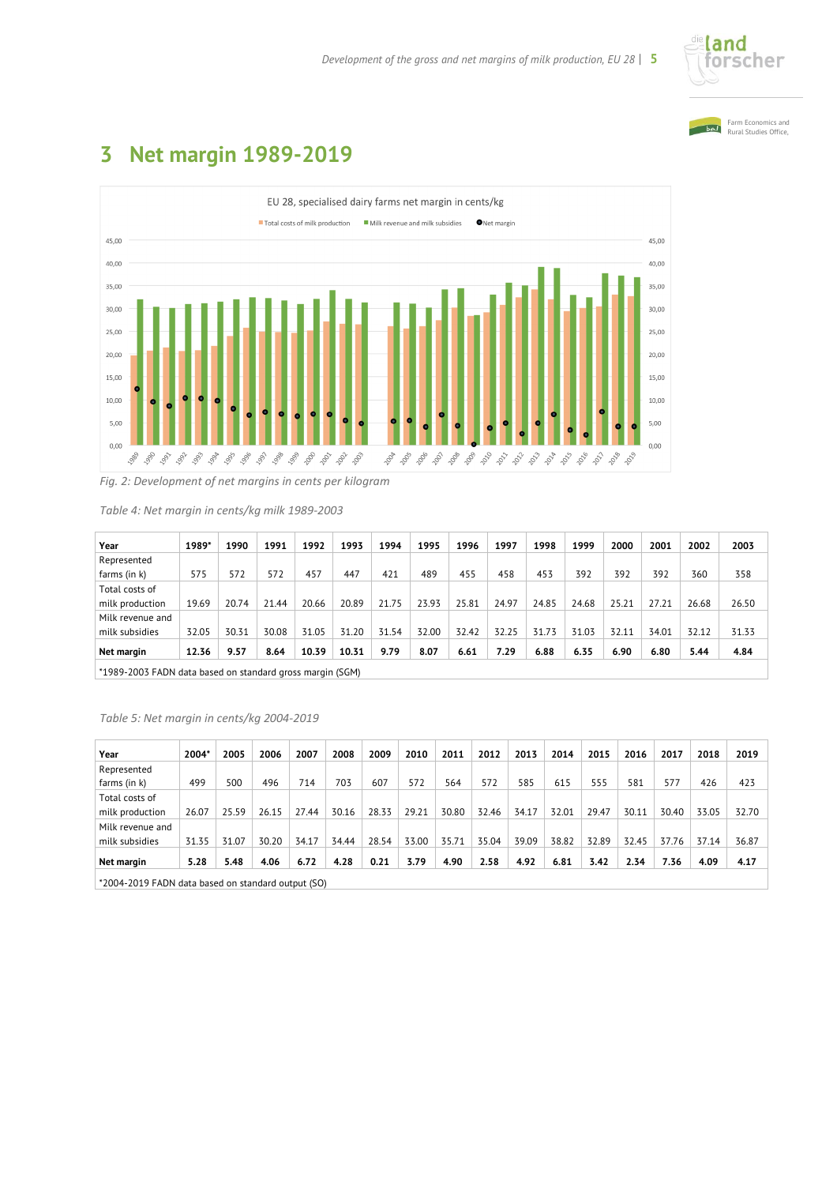# 3 Net margin 1989-2019

Fig. 2: Development of net margins in cents per kilogram

*Table 4: Net margin in cents/kg milk 1989-2003*

| Year | 1989* | 1990 | 1991 | 1992 | 1993 | 1994 | 1995 | 1996 | 1997 | 1998 | 1999 | 2000 | 2001 | 2002 | 2003 |
|---|---|---|---|---|---|---|---|---|---|---|---|---|---|---|---|
| Represented farms (in k) | 575 | 572 | 572 | 457 | 447 | 421 | 489 | 455 | 458 | 453 | 392 | 392 | 392 | 360 | 358 |
| Total costs of milk production | 19.69 | 20.74 | 21.44 | 20.66 | 20.89 | 21.75 | 23.93 | 25.81 | 24.97 | 24.85 | 24.68 | 25.21 | 27.21 | 26.68 | 26.50 |
| Milk revenue and milk subsidies | 32.05 | 30.31 | 30.08 | 31.05 | 31.20 | 31.54 | 32.00 | 32.42 | 32.25 | 31.73 | 31.03 | 32.11 | 34.01 | 32.12 | 31.33 |
| **Net margin** | **12.36** | **9.57** | **8.64** | **10.39** | **10.31** | **9.79** | **8.07** | **6.61** | **7.29** | **6.88** | **6.35** | **6.90** | **6.80** | **5.44** | **4.84** |

*1989-2003 FADN data based on standard gross margin (SGM)

*Table 5: Net margin in cents/kg 2004-2019*

| Year | 2004* | 2005 | 2006 | 2007 | 2008 | 2009 | 2010 | 2011 | 2012 | 2013 | 2014 | 2015 | 2016 | 2017 | 2018 | 2019 |
|---|---|---|---|---|---|---|---|---|---|---|---|---|---|---|---|---|
| Represented farms (in k) | 499 | 500 | 496 | 714 | 703 | 607 | 572 | 564 | 572 | 585 | 615 | 555 | 581 | 577 | 426 | 423 |
| Total costs of milk production | 26.07 | 25.59 | 26.15 | 27.44 | 30.16 | 28.33 | 29.21 | 30.80 | 32.46 | 34.17 | 32.01 | 29.47 | 30.11 | 30.40 | 33.05 | 32.70 |
| Milk revenue and milk subsidies | 31.35 | 31.07 | 30.20 | 34.17 | 34.44 | 28.54 | 33.00 | 35.71 | 35.04 | 39.09 | 38.82 | 32.89 | 32.45 | 37.76 | 37.14 | 36.87 |
| **Net margin** | **5.28** | **5.48** | **4.06** | **6.72** | **4.28** | **0.21** | **3.79** | **4.90** | **2.58** | **4.92** | **6.81** | **3.42** | **2.34** | **7.36** | **4.09** | **4.17** |

*2004-2019 FADN data based on standard output (SO)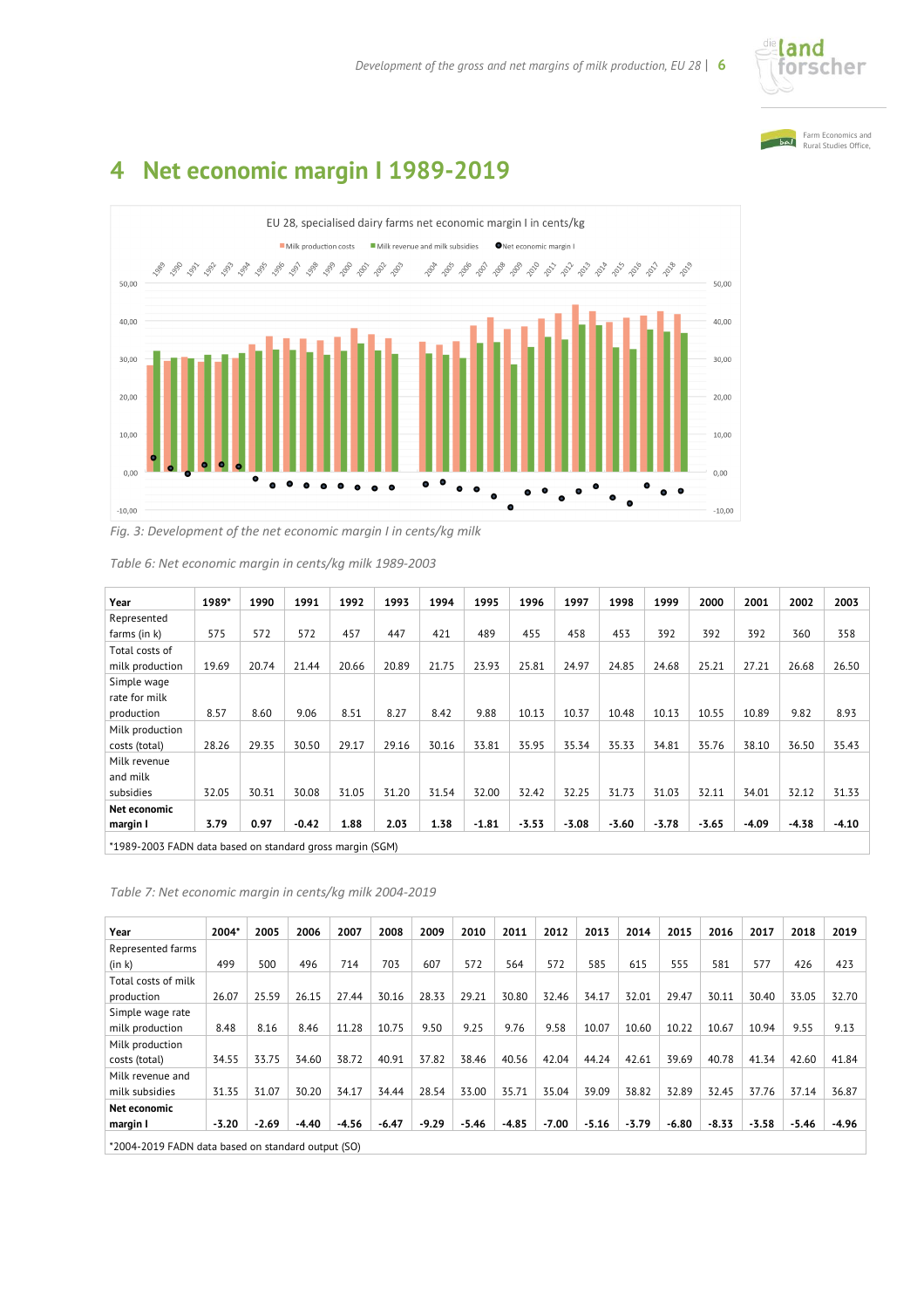# 4 Net economic margin I 1989-2019

*Fig. 3: Development of the net economic margin I in cents/kg milk*

*Table 6: Net economic margin in cents/kg milk 1989-2003*

| Year | 1989* | 1990 | 1991 | 1992 | 1993 | 1994 | 1995 | 1996 | 1997 | 1998 | 1999 | 2000 | 2001 | 2002 | 2003 |
|---|---|---|---|---|---|---|---|---|---|---|---|---|---|---|---|
| Represented farms (in k) | 575 | 572 | 572 | 457 | 447 | 421 | 489 | 455 | 458 | 453 | 392 | 392 | 392 | 360 | 358 |
| Total costs of milk production | 19.69 | 20.74 | 21.44 | 20.66 | 20.89 | 21.75 | 23.93 | 25.81 | 24.97 | 24.85 | 24.68 | 25.21 | 27.21 | 26.68 | 26.50 |
| Simple wage rate for milk production | 8.57 | 8.60 | 9.06 | 8.51 | 8.27 | 8.42 | 9.88 | 10.13 | 10.37 | 10.48 | 10.13 | 10.55 | 10.89 | 9.82 | 8.93 |
| Milk production costs (total) | 28.26 | 29.35 | 30.50 | 29.17 | 29.16 | 30.16 | 33.81 | 35.95 | 35.34 | 35.33 | 34.81 | 35.76 | 38.10 | 36.50 | 35.43 |
| Milk revenue and milk subsidies | 32.05 | 30.31 | 30.08 | 31.05 | 31.20 | 31.54 | 32.00 | 32.42 | 32.25 | 31.73 | 31.03 | 32.11 | 34.01 | 32.12 | 31.33 |
| **Net economic margin I** | **3.79** | **0.97** | **-0.42** | **1.88** | **2.03** | **1.38** | **-1.81** | **-3.53** | **-3.08** | **-3.60** | **-3.78** | **-3.65** | **-4.09** | **-4.38** | **-4.10** |

*1989-2003 FADN data based on standard gross margin (SGM)

*Table 7: Net economic margin in cents/kg milk 2004-2019*

| Year | 2004* | 2005 | 2006 | 2007 | 2008 | 2009 | 2010 | 2011 | 2012 | 2013 | 2014 | 2015 | 2016 | 2017 | 2018 | 2019 |
|---|---|---|---|---|---|---|---|---|---|---|---|---|---|---|---|---|
| Represented farms (in k) | 499 | 500 | 496 | 714 | 703 | 607 | 572 | 564 | 572 | 585 | 615 | 555 | 581 | 577 | 426 | 423 |
| Total costs of milk production | 26.07 | 25.59 | 26.15 | 27.44 | 30.16 | 28.33 | 29.21 | 30.80 | 32.46 | 34.17 | 32.01 | 29.47 | 30.11 | 30.40 | 33.05 | 32.70 |
| Simple wage rate milk production | 8.48 | 8.16 | 8.46 | 11.28 | 10.75 | 9.50 | 9.25 | 9.76 | 9.58 | 10.07 | 10.60 | 10.22 | 10.67 | 10.94 | 9.55 | 9.13 |
| Milk production costs (total) | 34.55 | 33.75 | 34.60 | 38.72 | 40.91 | 37.82 | 38.46 | 40.56 | 42.04 | 44.24 | 42.61 | 39.69 | 40.78 | 41.34 | 42.60 | 41.84 |
| Milk revenue and milk subsidies | 31.35 | 31.07 | 30.20 | 34.17 | 34.44 | 28.54 | 33.00 | 35.71 | 35.04 | 39.09 | 38.82 | 32.89 | 32.45 | 37.76 | 37.14 | 36.87 |
| **Net economic margin I** | **-3.20** | **-2.69** | **-4.40** | **-4.56** | **-6.47** | **-9.29** | **-5.46** | **-4.85** | **-7.00** | **-5.16** | **-3.79** | **-6.80** | **-8.33** | **-3.58** | **-5.46** | **-4.96** |

*2004-2019 FADN data based on standard output (SO)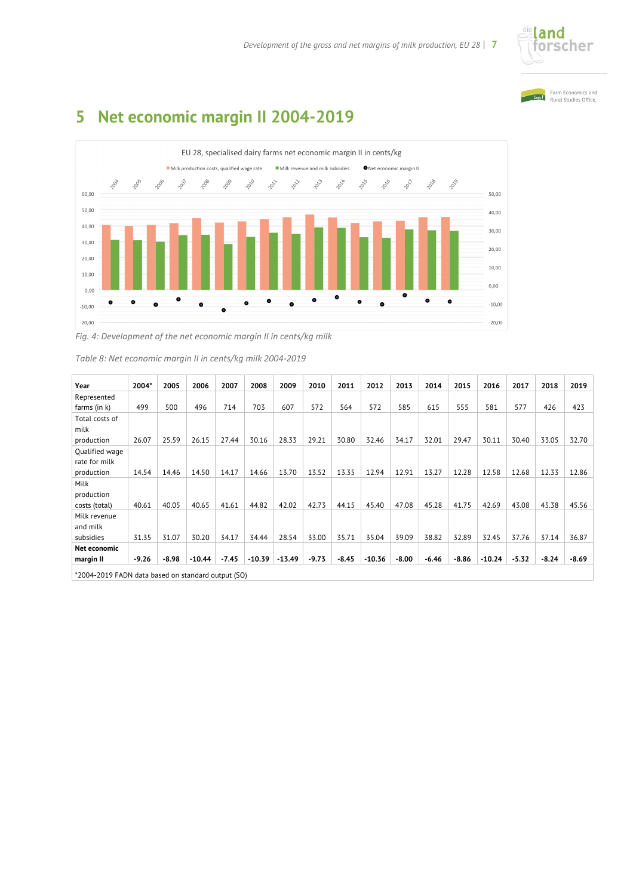# 5 Net economic margin II 2004-2019

*Fig. 4: Development of the net economic margin II in cents/kg milk*

*Table 8: Net economic margin II in cents/kg milk 2004-2019*

| Year | 2004* | 2005 | 2006 | 2007 | 2008 | 2009 | 2010 | 2011 | 2012 | 2013 | 2014 | 2015 | 2016 | 2017 | 2018 | 2019 |
|---|---|---|---|---|---|---|---|---|---|---|---|---|---|---|---|---|
| Represented farms (in k) | 499 | 500 | 496 | 714 | 703 | 607 | 572 | 564 | 572 | 585 | 615 | 555 | 581 | 577 | 426 | 423 |
| Total costs of milk production | 26.07 | 25.59 | 26.15 | 27.44 | 30.16 | 28.33 | 29.21 | 30.80 | 32.46 | 34.17 | 32.01 | 29.47 | 30.11 | 30.40 | 33.05 | 32.70 |
| Qualified wage rate for milk production | 14.54 | 14.46 | 14.50 | 14.17 | 14.66 | 13.70 | 13.52 | 13.35 | 12.94 | 12.91 | 13.27 | 12.28 | 12.58 | 12.68 | 12.33 | 12.86 |
| Milk production costs (total) | 40.61 | 40.05 | 40.65 | 41.61 | 44.82 | 42.02 | 42.73 | 44.15 | 45.40 | 47.08 | 45.28 | 41.75 | 42.69 | 43.08 | 45.38 | 45.56 |
| Milk revenue and milk subsidies | 31.35 | 31.07 | 30.20 | 34.17 | 34.44 | 28.54 | 33.00 | 35.71 | 35.04 | 39.09 | 38.82 | 32.89 | 32.45 | 37.76 | 37.14 | 36.87 |
| **Net economic margin II** | **-9.26** | **-8.98** | **-10.44** | **-7.45** | **-10.39** | **-13.49** | **-9.73** | **-8.45** | **-10.36** | **-8.00** | **-6.46** | **-8.86** | **-10.24** | **-5.32** | **-8.24** | **-8.69** |

*2004-2019 FADN data based on standard output (SO)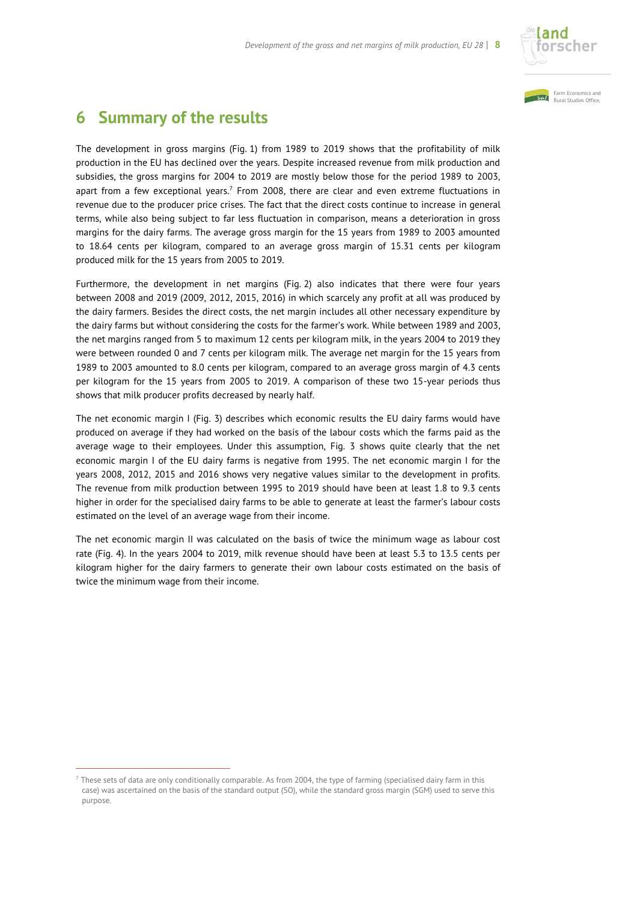# 6 Summary of the results

The development in gross margins (Fig. 1) from 1989 to 2019 shows that the profitability of milk production in the EU has declined over the years. Despite increased revenue from milk production and subsidies, the gross margins for 2004 to 2019 are mostly below those for the period 1989 to 2003, apart from a few exceptional years.[7] From 2008, there are clear and even extreme fluctuations in revenue due to the producer price crises. The fact that the direct costs continue to increase in general terms, while also being subject to far less fluctuation in comparison, means a deterioration in gross margins for the dairy farms. The average gross margin for the 15 years from 1989 to 2003 amounted to 18.64 cents per kilogram, compared to an average gross margin of 15.31 cents per kilogram produced milk for the 15 years from 2005 to 2019.

Furthermore, the development in net margins (Fig. 2) also indicates that there were four years between 2008 and 2019 (2009, 2012, 2015, 2016) in which scarcely any profit at all was produced by the dairy farmers. Besides the direct costs, the net margin includes all other necessary expenditure by the dairy farms but without considering the costs for the farmer's work. While between 1989 and 2003, the net margins ranged from 5 to maximum 12 cents per kilogram milk, in the years 2004 to 2019 they were between rounded 0 and 7 cents per kilogram milk. The average net margin for the 15 years from 1989 to 2003 amounted to 8.0 cents per kilogram, compared to an average gross margin of 4.3 cents per kilogram for the 15 years from 2005 to 2019. A comparison of these two 15-year periods thus shows that milk producer profits decreased by nearly half.

The net economic margin I (Fig. 3) describes which economic results the EU dairy farms would have produced on average if they had worked on the basis of the labour costs which the farms paid as the average wage to their employees. Under this assumption, Fig. 3 shows quite clearly that the net economic margin I of the EU dairy farms is negative from 1995. The net economic margin I for the years 2008, 2012, 2015 and 2016 shows very negative values similar to the development in profits. The revenue from milk production between 1995 to 2019 should have been at least 1.8 to 9.3 cents higher in order for the specialised dairy farms to be able to generate at least the farmer's labour costs estimated on the level of an average wage from their income.

The net economic margin II was calculated on the basis of twice the minimum wage as labour cost rate (Fig. 4). In the years 2004 to 2019, milk revenue should have been at least 5.3 to 13.5 cents per kilogram higher for the dairy farmers to generate their own labour costs estimated on the basis of twice the minimum wage from their income.

[7] These sets of data are only conditionally comparable. As from 2004, the type of farming (specialised dairy farm in this case) was ascertained on the basis of the standard output (SO), while the standard gross margin (SGM) used to serve this purpose.